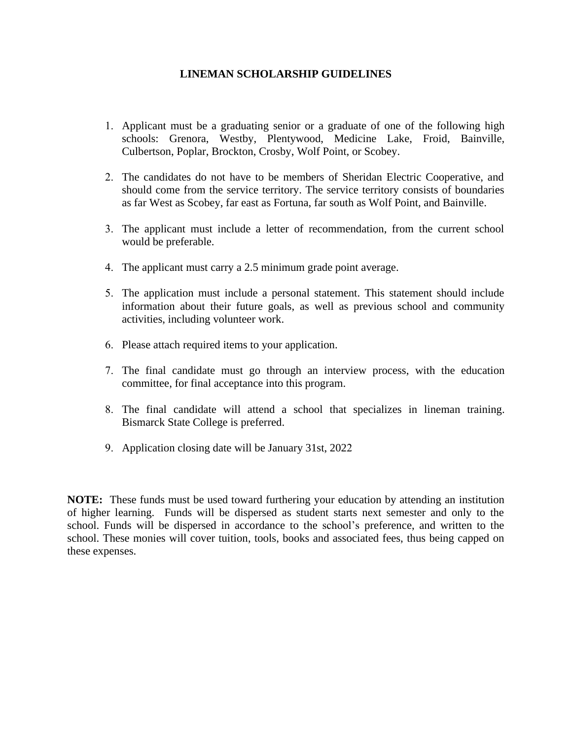# LINEMAN SCHOLARSHIP GUIDELINES

1. Applicant must be a graduating senior or a graduate of one of the following high schools: Grenora, Westby, Plentywood, Medicine Lake, Froid, Bainville, Culbertson, Poplar, Brockton, Crosby, Wolf Point, or Scobey.

2. The candidates do not have to be members of Sheridan Electric Cooperative, and should come from the service territory. The service territory consists of boundaries as far West as Scobey, far east as Fortuna, far south as Wolf Point, and Bainville.

3. The applicant must include a letter of recommendation, from the current school would be preferable.

4. The applicant must carry a 2.5 minimum grade point average.

5. The application must include a personal statement. This statement should include information about their future goals, as well as previous school and community activities, including volunteer work.

6. Please attach required items to your application.

7. The final candidate must go through an interview process, with the education committee, for final acceptance into this program.

8. The final candidate will attend a school that specializes in lineman training. Bismarck State College is preferred.

9. Application closing date will be January 31st, 2022

**NOTE:** These funds must be used toward furthering your education by attending an institution of higher learning. Funds will be dispersed as student starts next semester and only to the school. Funds will be dispersed in accordance to the school's preference, and written to the school. These monies will cover tuition, tools, books and associated fees, thus being capped on these expenses.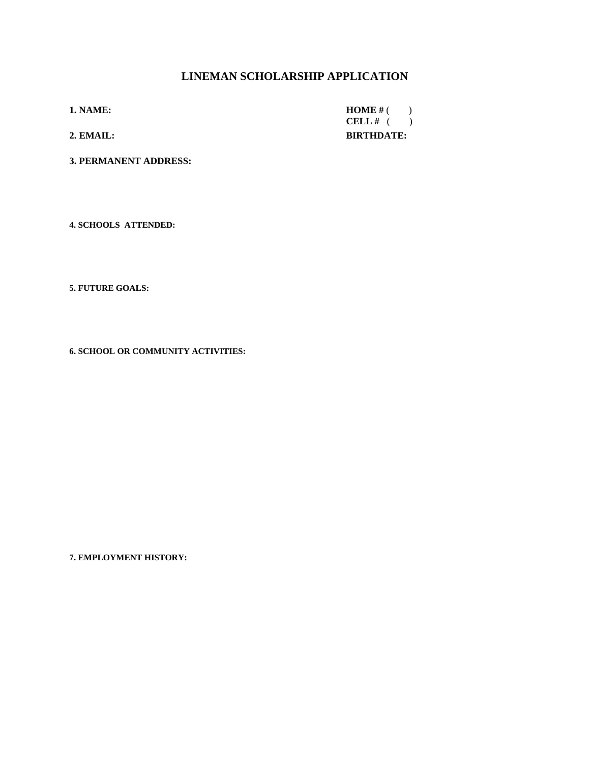# LINEMAN SCHOLARSHIP APPLICATION

**1. NAME:**

**HOME #** (   )
**CELL #** (   )

**2. EMAIL:**

**BIRTHDATE:**

**3. PERMANENT ADDRESS:**

**4. SCHOOLS ATTENDED:**

**5. FUTURE GOALS:**

**6. SCHOOL OR COMMUNITY ACTIVITIES:**

**7. EMPLOYMENT HISTORY:**